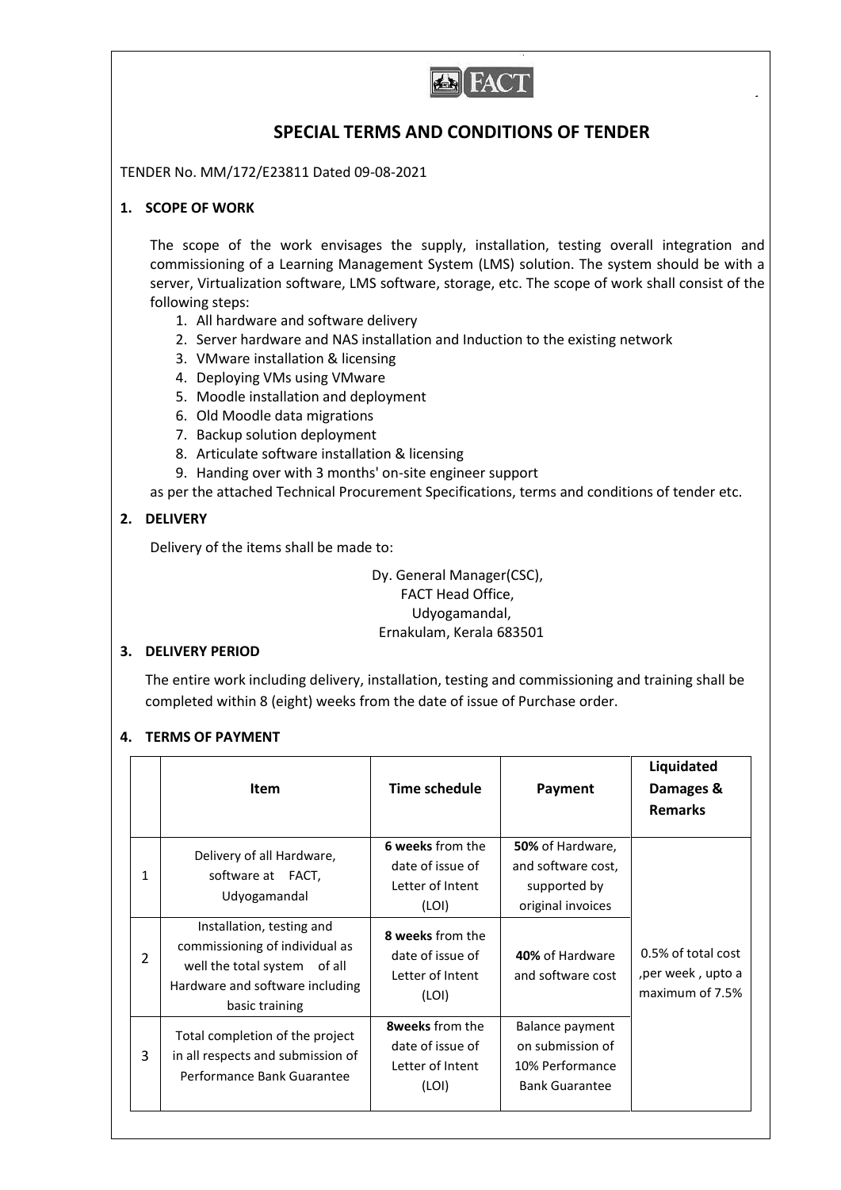# SPECIAL TERMS AND CONDITIONS OF TENDER

TENDER No. MM/172/E23811 Dated 09-08-2021

## 1. SCOPE OF WORK

The scope of the work envisages the supply, installation, testing overall integration and commissioning of a Learning Management System (LMS) solution. The system should be with a server, Virtualization software, LMS software, storage, etc. The scope of work shall consist of the following steps:

1. All hardware and software delivery
2. Server hardware and NAS installation and Induction to the existing network
3. VMware installation & licensing
4. Deploying VMs using VMware
5. Moodle installation and deployment
6. Old Moodle data migrations
7. Backup solution deployment
8. Articulate software installation & licensing
9. Handing over with 3 months' on-site engineer support

as per the attached Technical Procurement Specifications, terms and conditions of tender etc.

## 2. DELIVERY

Delivery of the items shall be made to:

Dy. General Manager(CSC),
FACT Head Office,
Udyogamandal,
Ernakulam, Kerala 683501

## 3. DELIVERY PERIOD

The entire work including delivery, installation, testing and commissioning and training shall be completed within 8 (eight) weeks from the date of issue of Purchase order.

## 4. TERMS OF PAYMENT

| | Item | Time schedule | Payment | Liquidated Damages & Remarks |
|---|---|---|---|---|
| 1 | Delivery of all Hardware, software at FACT, Udyogamandal | **6 weeks** from the date of issue of Letter of Intent (LOI) | **50%** of Hardware, and software cost, supported by original invoices | 0.5% of total cost ,per week , upto a maximum of 7.5% |
| 2 | Installation, testing and commissioning of individual as well the total system of all Hardware and software including basic training | **8 weeks** from the date of issue of Letter of Intent (LOI) | **40%** of Hardware and software cost | |
| 3 | Total completion of the project in all respects and submission of Performance Bank Guarantee | **8weeks** from the date of issue of Letter of Intent (LOI) | Balance payment on submission of 10% Performance Bank Guarantee | |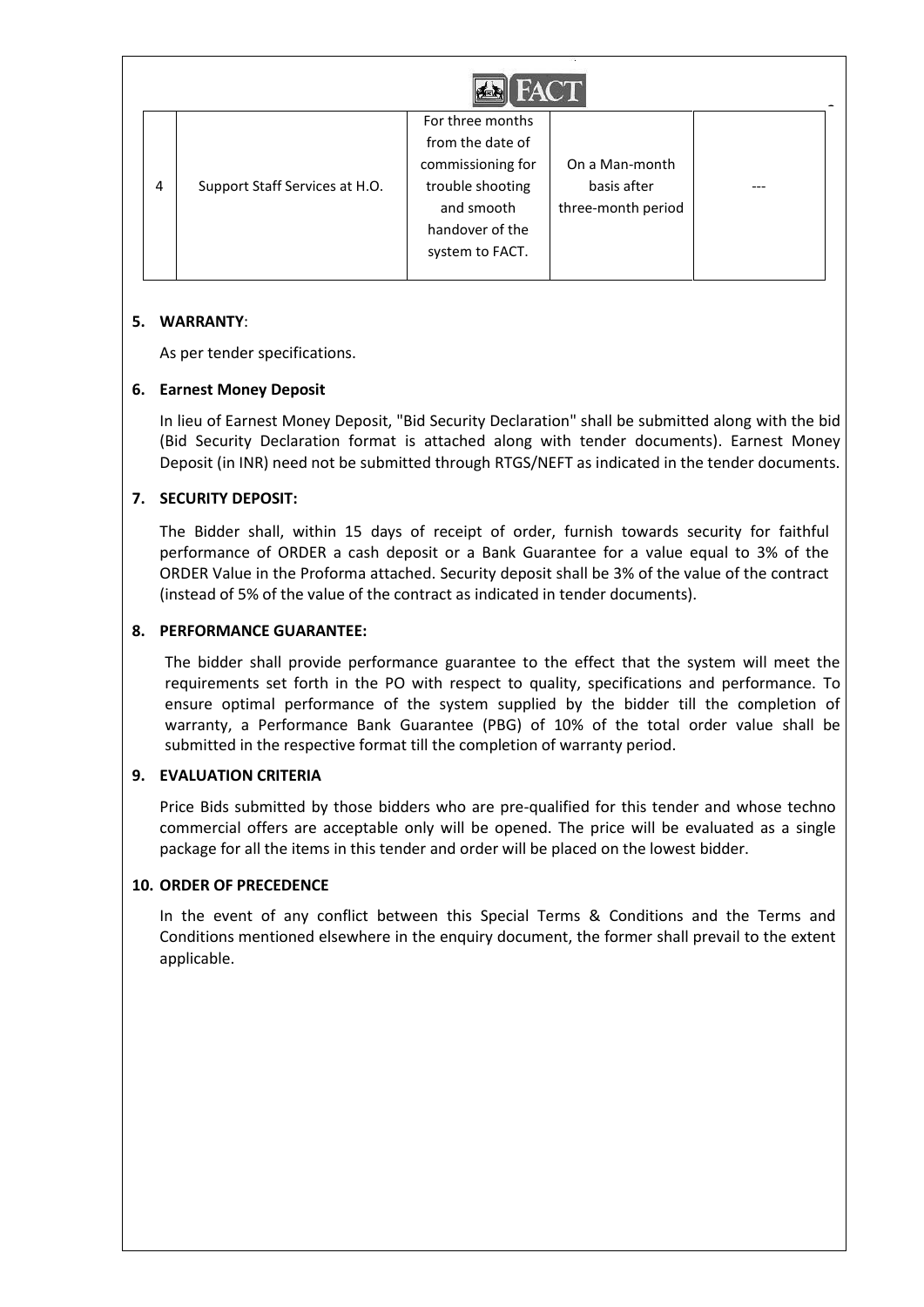| | | | | |
|---|---|---|---|---|
| 4 | Support Staff Services at H.O. | For three months from the date of commissioning for trouble shooting and smooth handover of the system to FACT. | On a Man-month basis after three-month period | --- |

**5. WARRANTY**:

As per tender specifications.

**6. Earnest Money Deposit**

In lieu of Earnest Money Deposit, "Bid Security Declaration" shall be submitted along with the bid (Bid Security Declaration format is attached along with tender documents). Earnest Money Deposit (in INR) need not be submitted through RTGS/NEFT as indicated in the tender documents.

**7. SECURITY DEPOSIT:**

The Bidder shall, within 15 days of receipt of order, furnish towards security for faithful performance of ORDER a cash deposit or a Bank Guarantee for a value equal to 3% of the ORDER Value in the Proforma attached. Security deposit shall be 3% of the value of the contract (instead of 5% of the value of the contract as indicated in tender documents).

**8. PERFORMANCE GUARANTEE:**

The bidder shall provide performance guarantee to the effect that the system will meet the requirements set forth in the PO with respect to quality, specifications and performance. To ensure optimal performance of the system supplied by the bidder till the completion of warranty, a Performance Bank Guarantee (PBG) of 10% of the total order value shall be submitted in the respective format till the completion of warranty period.

**9. EVALUATION CRITERIA**

Price Bids submitted by those bidders who are pre-qualified for this tender and whose techno commercial offers are acceptable only will be opened. The price will be evaluated as a single package for all the items in this tender and order will be placed on the lowest bidder.

**10. ORDER OF PRECEDENCE**

In the event of any conflict between this Special Terms & Conditions and the Terms and Conditions mentioned elsewhere in the enquiry document, the former shall prevail to the extent applicable.